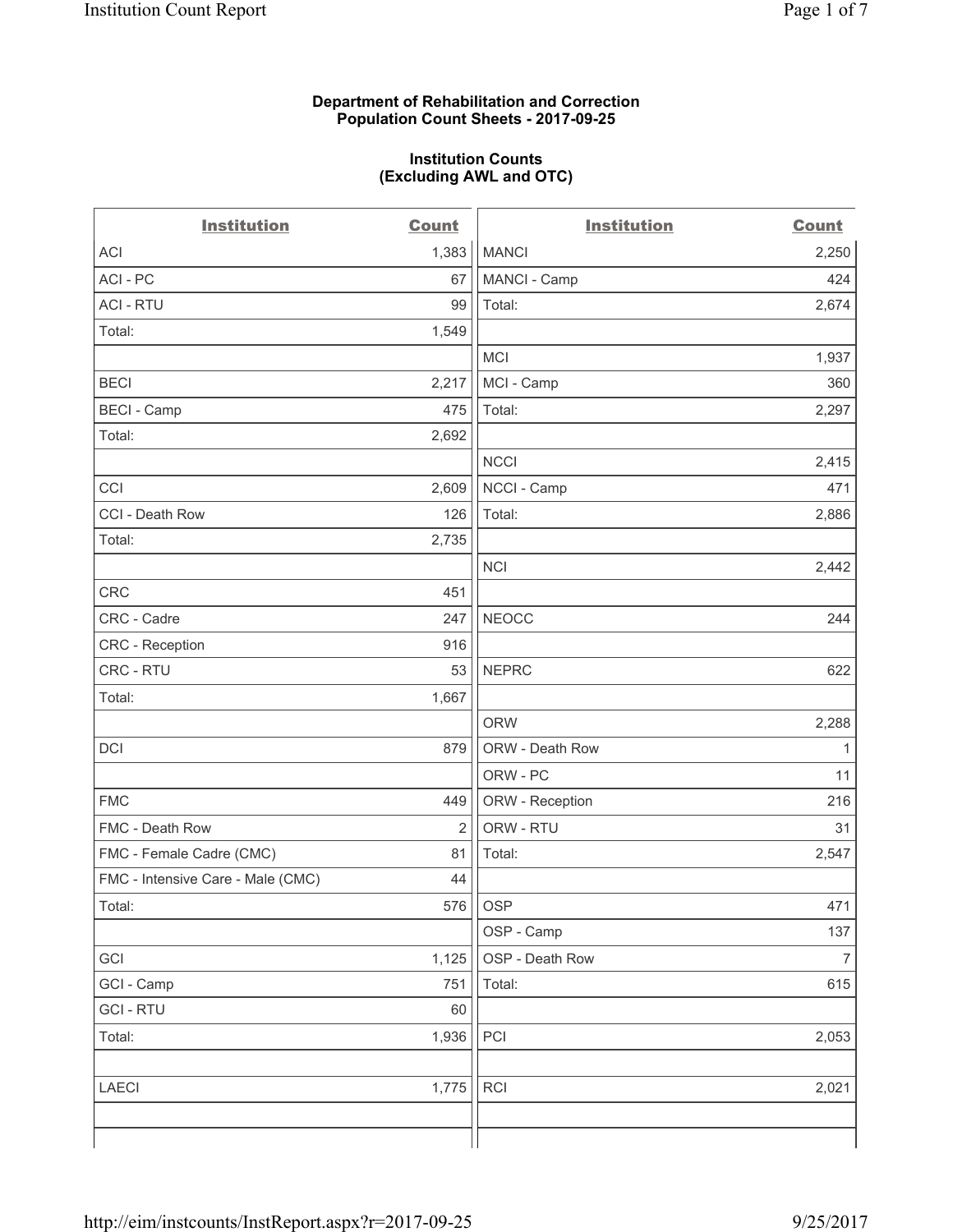**Department of Rehabilitation and Correction**
**Population Count Sheets - 2017-09-25**

**Institution Counts**
**(Excluding AWL and OTC)**

| Institution | Count |
|---|---|
| ACI | 1,383 |
| ACI - PC | 67 |
| ACI - RTU | 99 |
| Total: | 1,549 |
| | |
| BECI | 2,217 |
| BECI - Camp | 475 |
| Total: | 2,692 |
| | |
| CCI | 2,609 |
| CCI - Death Row | 126 |
| Total: | 2,735 |
| | |
| CRC | 451 |
| CRC - Cadre | 247 |
| CRC - Reception | 916 |
| CRC - RTU | 53 |
| Total: | 1,667 |
| | |
| DCI | 879 |
| | |
| FMC | 449 |
| FMC - Death Row | 2 |
| FMC - Female Cadre (CMC) | 81 |
| FMC - Intensive Care - Male (CMC) | 44 |
| Total: | 576 |
| | |
| GCI | 1,125 |
| GCI - Camp | 751 |
| GCI - RTU | 60 |
| Total: | 1,936 |
| | |
| LAECI | 1,775 |
| | |
| MANCI | 2,250 |
| MANCI - Camp | 424 |
| Total: | 2,674 |
| | |
| MCI | 1,937 |
| MCI - Camp | 360 |
| Total: | 2,297 |
| | |
| NCCI | 2,415 |
| NCCI - Camp | 471 |
| Total: | 2,886 |
| | |
| NCI | 2,442 |
| | |
| NEOCC | 244 |
| | |
| NEPRC | 622 |
| | |
| ORW | 2,288 |
| ORW - Death Row | 1 |
| ORW - PC | 11 |
| ORW - Reception | 216 |
| ORW - RTU | 31 |
| Total: | 2,547 |
| | |
| OSP | 471 |
| OSP - Camp | 137 |
| OSP - Death Row | 7 |
| Total: | 615 |
| | |
| PCI | 2,053 |
| | |
| RCI | 2,021 |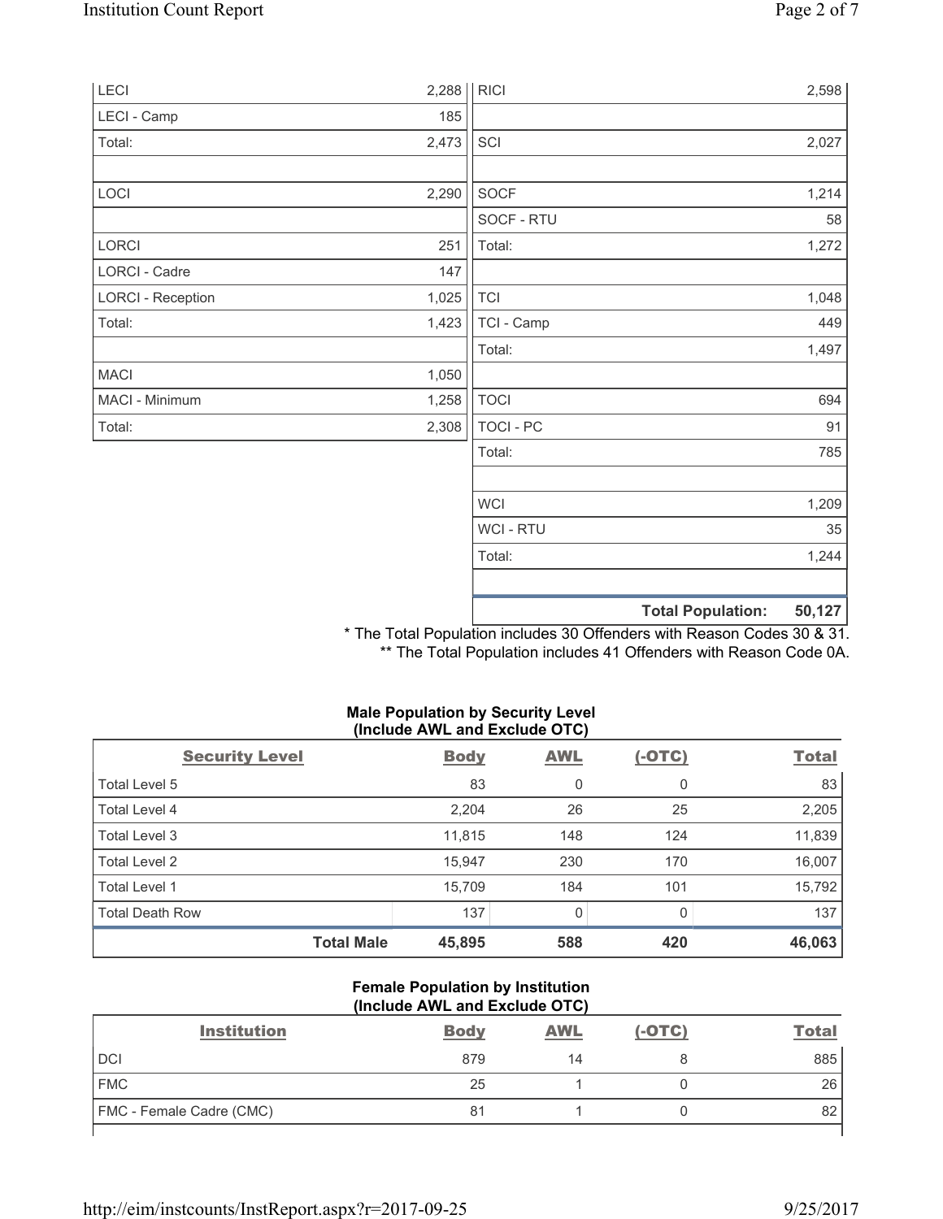| | |
|---|---|
| LECI | 2,288 |
| LECI - Camp | 185 |
| Total: | 2,473 |
| | |
| LOCI | 2,290 |
| | |
| LORCI | 251 |
| LORCI - Cadre | 147 |
| LORCI - Reception | 1,025 |
| Total: | 1,423 |
| | |
| MACI | 1,050 |
| MACI - Minimum | 1,258 |
| Total: | 2,308 |

| | |
|---|---|
| RICI | 2,598 |
| | |
| SCI | 2,027 |
| | |
| SOCF | 1,214 |
| SOCF - RTU | 58 |
| Total: | 1,272 |
| | |
| TCI | 1,048 |
| TCI - Camp | 449 |
| Total: | 1,497 |
| | |
| TOCI | 694 |
| TOCI - PC | 91 |
| Total: | 785 |
| | |
| WCI | 1,209 |
| WCI - RTU | 35 |
| Total: | 1,244 |
| | |
| **Total Population:** | **50,127** |

* The Total Population includes 30 Offenders with Reason Codes 30 & 31.
** The Total Population includes 41 Offenders with Reason Code 0A.

**Male Population by Security Level (Include AWL and Exclude OTC)**

| Security Level | Body | AWL | (-OTC) | Total |
|---|---|---|---|---|
| Total Level 5 | 83 | 0 | 0 | 83 |
| Total Level 4 | 2,204 | 26 | 25 | 2,205 |
| Total Level 3 | 11,815 | 148 | 124 | 11,839 |
| Total Level 2 | 15,947 | 230 | 170 | 16,007 |
| Total Level 1 | 15,709 | 184 | 101 | 15,792 |
| Total Death Row | 137 | 0 | 0 | 137 |
| **Total Male** | **45,895** | **588** | **420** | **46,063** |

**Female Population by Institution (Include AWL and Exclude OTC)**

| Institution | Body | AWL | (-OTC) | Total |
|---|---|---|---|---|
| DCI | 879 | 14 | 8 | 885 |
| FMC | 25 | 1 | 0 | 26 |
| FMC - Female Cadre (CMC) | 81 | 1 | 0 | 82 |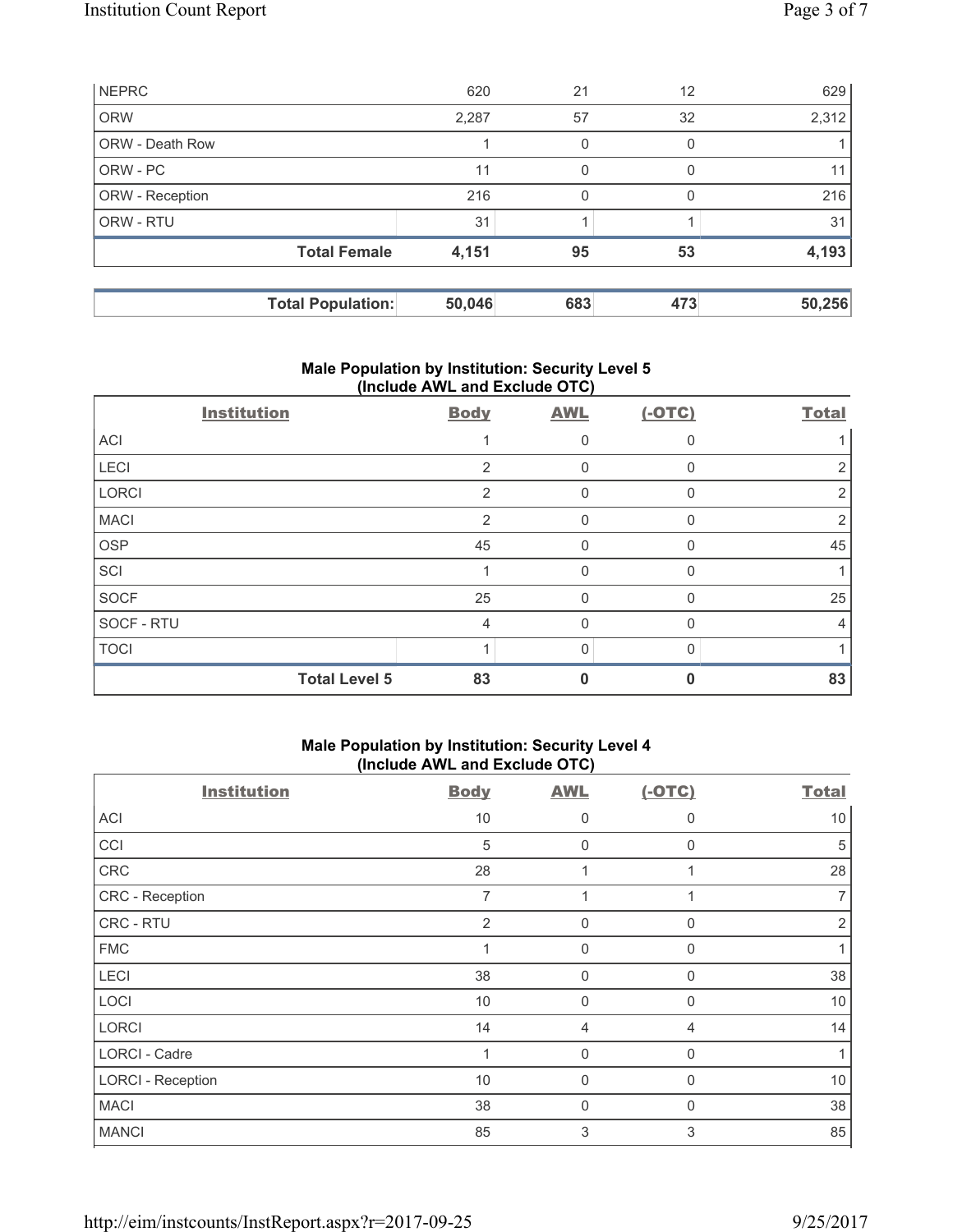| NEPRC | 620 | 21 | 12 | 629 |
|---|---|---|---|---|
| ORW | 2,287 | 57 | 32 | 2,312 |
| ORW - Death Row | 1 | 0 | 0 | 1 |
| ORW - PC | 11 | 0 | 0 | 11 |
| ORW - Reception | 216 | 0 | 0 | 216 |
| ORW - RTU | 31 | 1 | 1 | 31 |
| **Total Female** | **4,151** | **95** | **53** | **4,193** |

| **Total Population:** | **50,046** | **683** | **473** | **50,256** |
|---|---|---|---|---|

## Male Population by Institution: Security Level 5 (Include AWL and Exclude OTC)

| Institution | Body | AWL | (-OTC) | Total |
|---|---|---|---|---|
| ACI | 1 | 0 | 0 | 1 |
| LECI | 2 | 0 | 0 | 2 |
| LORCI | 2 | 0 | 0 | 2 |
| MACI | 2 | 0 | 0 | 2 |
| OSP | 45 | 0 | 0 | 45 |
| SCI | 1 | 0 | 0 | 1 |
| SOCF | 25 | 0 | 0 | 25 |
| SOCF - RTU | 4 | 0 | 0 | 4 |
| TOCI | 1 | 0 | 0 | 1 |
| **Total Level 5** | **83** | **0** | **0** | **83** |

## Male Population by Institution: Security Level 4 (Include AWL and Exclude OTC)

| Institution | Body | AWL | (-OTC) | Total |
|---|---|---|---|---|
| ACI | 10 | 0 | 0 | 10 |
| CCI | 5 | 0 | 0 | 5 |
| CRC | 28 | 1 | 1 | 28 |
| CRC - Reception | 7 | 1 | 1 | 7 |
| CRC - RTU | 2 | 0 | 0 | 2 |
| FMC | 1 | 0 | 0 | 1 |
| LECI | 38 | 0 | 0 | 38 |
| LOCI | 10 | 0 | 0 | 10 |
| LORCI | 14 | 4 | 4 | 14 |
| LORCI - Cadre | 1 | 0 | 0 | 1 |
| LORCI - Reception | 10 | 0 | 0 | 10 |
| MACI | 38 | 0 | 0 | 38 |
| MANCI | 85 | 3 | 3 | 85 |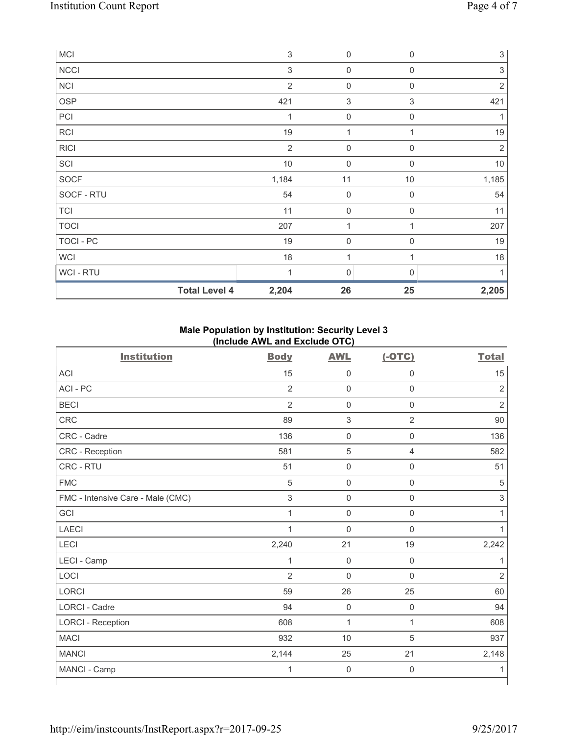| | | | | |
|---|---|---|---|---|
| MCI | 3 | 0 | 0 | 3 |
| NCCI | 3 | 0 | 0 | 3 |
| NCI | 2 | 0 | 0 | 2 |
| OSP | 421 | 3 | 3 | 421 |
| PCI | 1 | 0 | 0 | 1 |
| RCI | 19 | 1 | 1 | 19 |
| RICI | 2 | 0 | 0 | 2 |
| SCI | 10 | 0 | 0 | 10 |
| SOCF | 1,184 | 11 | 10 | 1,185 |
| SOCF - RTU | 54 | 0 | 0 | 54 |
| TCI | 11 | 0 | 0 | 11 |
| TOCI | 207 | 1 | 1 | 207 |
| TOCI - PC | 19 | 0 | 0 | 19 |
| WCI | 18 | 1 | 1 | 18 |
| WCI - RTU | 1 | 0 | 0 | 1 |
| **Total Level 4** | **2,204** | **26** | **25** | **2,205** |

**Male Population by Institution: Security Level 3**
**(Include AWL and Exclude OTC)**

| Institution | Body | AWL | (-OTC) | Total |
|---|---|---|---|---|
| ACI | 15 | 0 | 0 | 15 |
| ACI - PC | 2 | 0 | 0 | 2 |
| BECI | 2 | 0 | 0 | 2 |
| CRC | 89 | 3 | 2 | 90 |
| CRC - Cadre | 136 | 0 | 0 | 136 |
| CRC - Reception | 581 | 5 | 4 | 582 |
| CRC - RTU | 51 | 0 | 0 | 51 |
| FMC | 5 | 0 | 0 | 5 |
| FMC - Intensive Care - Male (CMC) | 3 | 0 | 0 | 3 |
| GCI | 1 | 0 | 0 | 1 |
| LAECI | 1 | 0 | 0 | 1 |
| LECI | 2,240 | 21 | 19 | 2,242 |
| LECI - Camp | 1 | 0 | 0 | 1 |
| LOCI | 2 | 0 | 0 | 2 |
| LORCI | 59 | 26 | 25 | 60 |
| LORCI - Cadre | 94 | 0 | 0 | 94 |
| LORCI - Reception | 608 | 1 | 1 | 608 |
| MACI | 932 | 10 | 5 | 937 |
| MANCI | 2,144 | 25 | 21 | 2,148 |
| MANCI - Camp | 1 | 0 | 0 | 1 |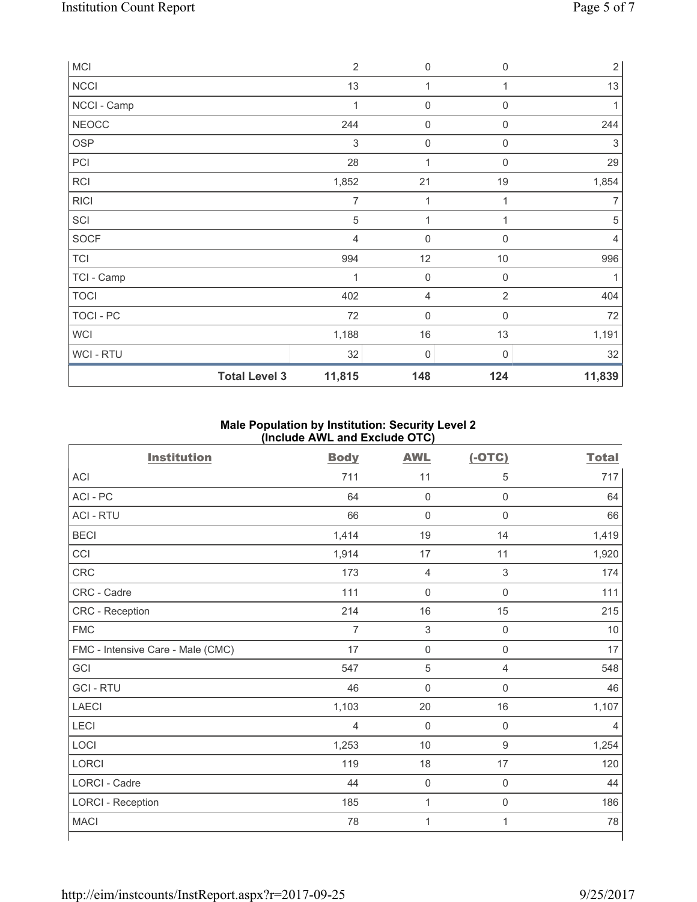| | | | | |
|---|---|---|---|---|
| MCI | 2 | 0 | 0 | 2 |
| NCCI | 13 | 1 | 1 | 13 |
| NCCI - Camp | 1 | 0 | 0 | 1 |
| NEOCC | 244 | 0 | 0 | 244 |
| OSP | 3 | 0 | 0 | 3 |
| PCI | 28 | 1 | 0 | 29 |
| RCI | 1,852 | 21 | 19 | 1,854 |
| RICI | 7 | 1 | 1 | 7 |
| SCI | 5 | 1 | 1 | 5 |
| SOCF | 4 | 0 | 0 | 4 |
| TCI | 994 | 12 | 10 | 996 |
| TCI - Camp | 1 | 0 | 0 | 1 |
| TOCI | 402 | 4 | 2 | 404 |
| TOCI - PC | 72 | 0 | 0 | 72 |
| WCI | 1,188 | 16 | 13 | 1,191 |
| WCI - RTU | 32 | 0 | 0 | 32 |
| **Total Level 3** | **11,815** | **148** | **124** | **11,839** |

**Male Population by Institution: Security Level 2 (Include AWL and Exclude OTC)**

| Institution | Body | AWL | (-OTC) | Total |
|---|---|---|---|---|
| ACI | 711 | 11 | 5 | 717 |
| ACI - PC | 64 | 0 | 0 | 64 |
| ACI - RTU | 66 | 0 | 0 | 66 |
| BECI | 1,414 | 19 | 14 | 1,419 |
| CCI | 1,914 | 17 | 11 | 1,920 |
| CRC | 173 | 4 | 3 | 174 |
| CRC - Cadre | 111 | 0 | 0 | 111 |
| CRC - Reception | 214 | 16 | 15 | 215 |
| FMC | 7 | 3 | 0 | 10 |
| FMC - Intensive Care - Male (CMC) | 17 | 0 | 0 | 17 |
| GCI | 547 | 5 | 4 | 548 |
| GCI - RTU | 46 | 0 | 0 | 46 |
| LAECI | 1,103 | 20 | 16 | 1,107 |
| LECI | 4 | 0 | 0 | 4 |
| LOCI | 1,253 | 10 | 9 | 1,254 |
| LORCI | 119 | 18 | 17 | 120 |
| LORCI - Cadre | 44 | 0 | 0 | 44 |
| LORCI - Reception | 185 | 1 | 0 | 186 |
| MACI | 78 | 1 | 1 | 78 |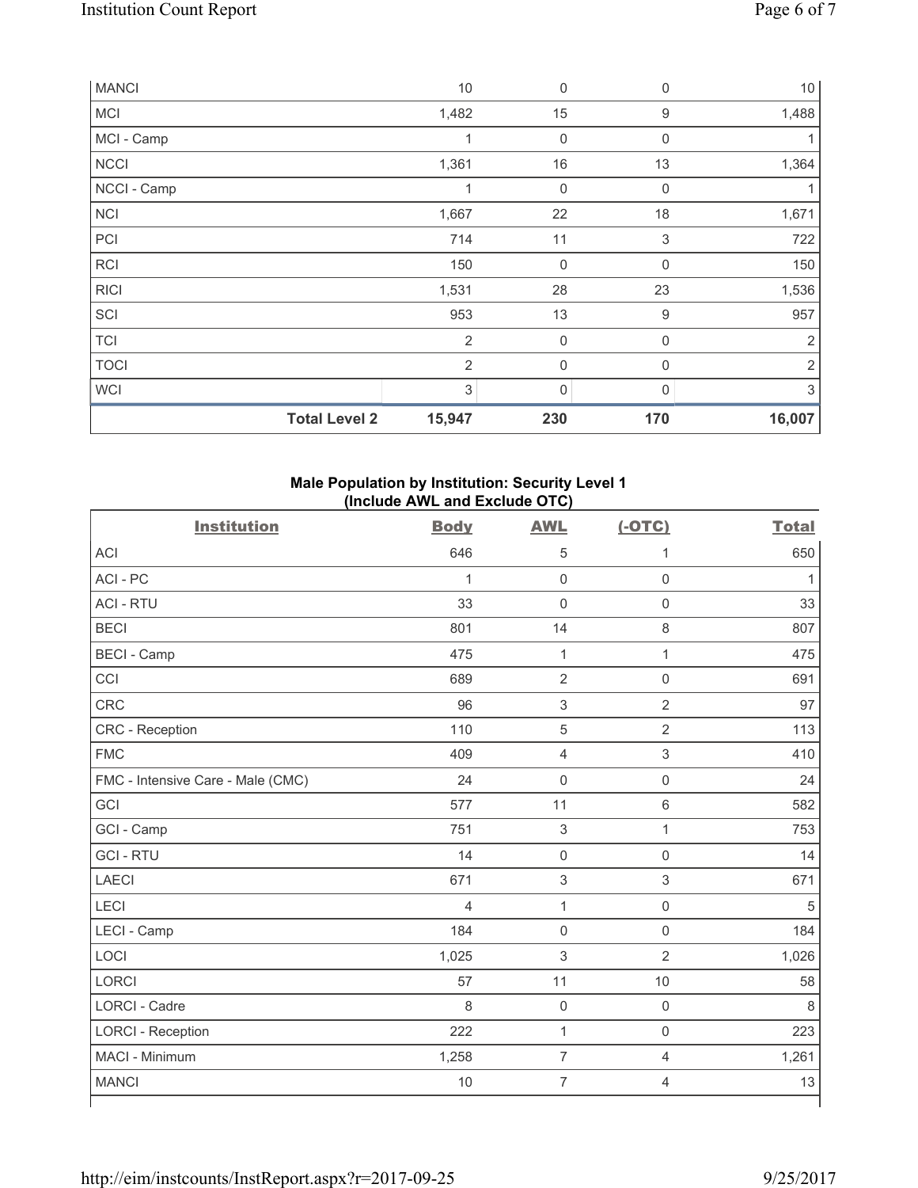| | | | | |
|---|---|---|---|---|
| MANCI | 10 | 0 | 0 | 10 |
| MCI | 1,482 | 15 | 9 | 1,488 |
| MCI - Camp | 1 | 0 | 0 | 1 |
| NCCI | 1,361 | 16 | 13 | 1,364 |
| NCCI - Camp | 1 | 0 | 0 | 1 |
| NCI | 1,667 | 22 | 18 | 1,671 |
| PCI | 714 | 11 | 3 | 722 |
| RCI | 150 | 0 | 0 | 150 |
| RICI | 1,531 | 28 | 23 | 1,536 |
| SCI | 953 | 13 | 9 | 957 |
| TCI | 2 | 0 | 0 | 2 |
| TOCI | 2 | 0 | 0 | 2 |
| WCI | 3 | 0 | 0 | 3 |
| **Total Level 2** | **15,947** | **230** | **170** | **16,007** |

**Male Population by Institution: Security Level 1 (Include AWL and Exclude OTC)**

| Institution | Body | AWL | (-OTC) | Total |
|---|---|---|---|---|
| ACI | 646 | 5 | 1 | 650 |
| ACI - PC | 1 | 0 | 0 | 1 |
| ACI - RTU | 33 | 0 | 0 | 33 |
| BECI | 801 | 14 | 8 | 807 |
| BECI - Camp | 475 | 1 | 1 | 475 |
| CCI | 689 | 2 | 0 | 691 |
| CRC | 96 | 3 | 2 | 97 |
| CRC - Reception | 110 | 5 | 2 | 113 |
| FMC | 409 | 4 | 3 | 410 |
| FMC - Intensive Care - Male (CMC) | 24 | 0 | 0 | 24 |
| GCI | 577 | 11 | 6 | 582 |
| GCI - Camp | 751 | 3 | 1 | 753 |
| GCI - RTU | 14 | 0 | 0 | 14 |
| LAECI | 671 | 3 | 3 | 671 |
| LECI | 4 | 1 | 0 | 5 |
| LECI - Camp | 184 | 0 | 0 | 184 |
| LOCI | 1,025 | 3 | 2 | 1,026 |
| LORCI | 57 | 11 | 10 | 58 |
| LORCI - Cadre | 8 | 0 | 0 | 8 |
| LORCI - Reception | 222 | 1 | 0 | 223 |
| MACI - Minimum | 1,258 | 7 | 4 | 1,261 |
| MANCI | 10 | 7 | 4 | 13 |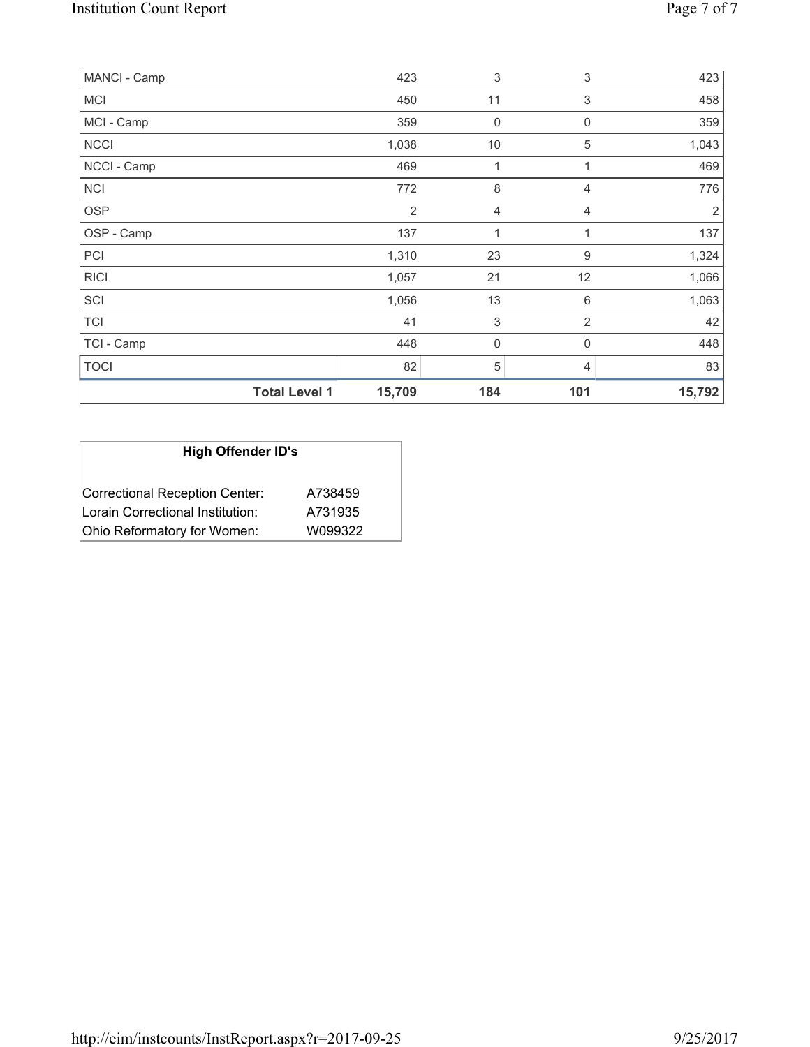| | | | | |
|---|---|---|---|---|
| MANCI - Camp | 423 | 3 | 3 | 423 |
| MCI | 450 | 11 | 3 | 458 |
| MCI - Camp | 359 | 0 | 0 | 359 |
| NCCI | 1,038 | 10 | 5 | 1,043 |
| NCCI - Camp | 469 | 1 | 1 | 469 |
| NCI | 772 | 8 | 4 | 776 |
| OSP | 2 | 4 | 4 | 2 |
| OSP - Camp | 137 | 1 | 1 | 137 |
| PCI | 1,310 | 23 | 9 | 1,324 |
| RICI | 1,057 | 21 | 12 | 1,066 |
| SCI | 1,056 | 13 | 6 | 1,063 |
| TCI | 41 | 3 | 2 | 42 |
| TCI - Camp | 448 | 0 | 0 | 448 |
| TOCI | 82 | 5 | 4 | 83 |
| **Total Level 1** | **15,709** | **184** | **101** | **15,792** |

| High Offender ID's | |
|---|---|
| Correctional Reception Center: | A738459 |
| Lorain Correctional Institution: | A731935 |
| Ohio Reformatory for Women: | W099322 |